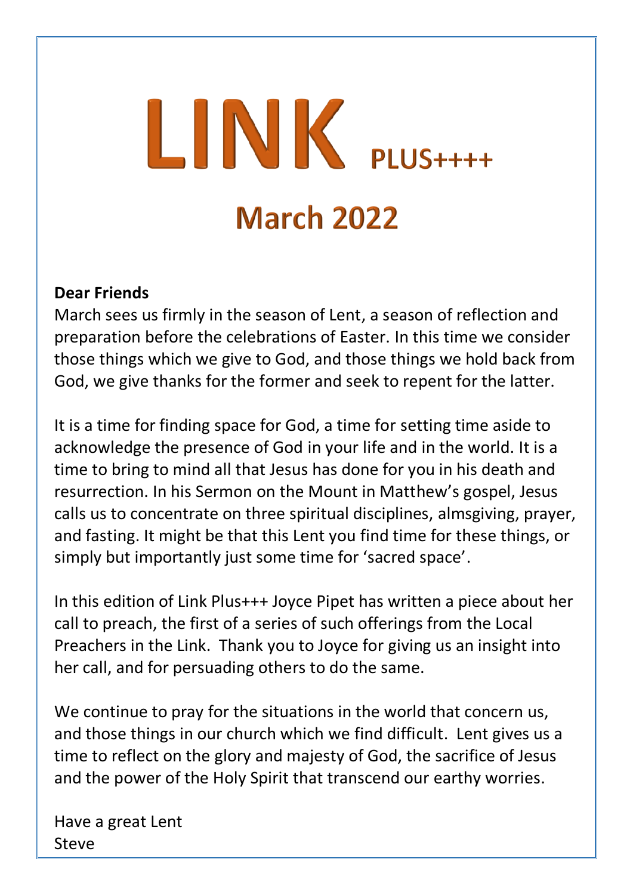# LINK PLUS++++

## March 2022

**Dear Friends**

March sees us firmly in the season of Lent, a season of reflection and preparation before the celebrations of Easter. In this time we consider those things which we give to God, and those things we hold back from God, we give thanks for the former and seek to repent for the latter.

It is a time for finding space for God, a time for setting time aside to acknowledge the presence of God in your life and in the world. It is a time to bring to mind all that Jesus has done for you in his death and resurrection. In his Sermon on the Mount in Matthew's gospel, Jesus calls us to concentrate on three spiritual disciplines, almsgiving, prayer, and fasting. It might be that this Lent you find time for these things, or simply but importantly just some time for 'sacred space'.

In this edition of Link Plus+++ Joyce Pipet has written a piece about her call to preach, the first of a series of such offerings from the Local Preachers in the Link. Thank you to Joyce for giving us an insight into her call, and for persuading others to do the same.

We continue to pray for the situations in the world that concern us, and those things in our church which we find difficult. Lent gives us a time to reflect on the glory and majesty of God, the sacrifice of Jesus and the power of the Holy Spirit that transcend our earthy worries.

Have a great Lent
Steve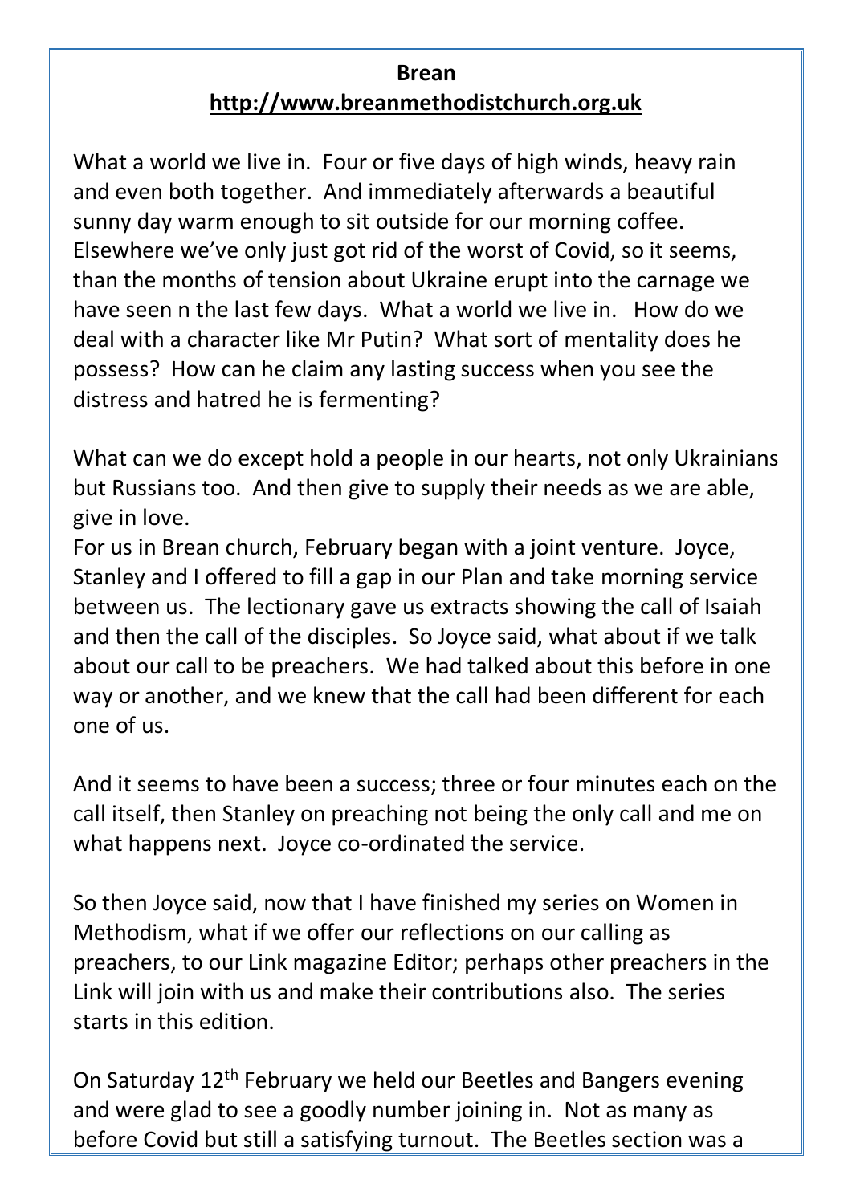**Brean**

**http://www.breanmethodistchurch.org.uk**

What a world we live in. Four or five days of high winds, heavy rain and even both together. And immediately afterwards a beautiful sunny day warm enough to sit outside for our morning coffee. Elsewhere we've only just got rid of the worst of Covid, so it seems, than the months of tension about Ukraine erupt into the carnage we have seen n the last few days. What a world we live in. How do we deal with a character like Mr Putin? What sort of mentality does he possess? How can he claim any lasting success when you see the distress and hatred he is fermenting?

What can we do except hold a people in our hearts, not only Ukrainians but Russians too. And then give to supply their needs as we are able, give in love.

For us in Brean church, February began with a joint venture. Joyce, Stanley and I offered to fill a gap in our Plan and take morning service between us. The lectionary gave us extracts showing the call of Isaiah and then the call of the disciples. So Joyce said, what about if we talk about our call to be preachers. We had talked about this before in one way or another, and we knew that the call had been different for each one of us.

And it seems to have been a success; three or four minutes each on the call itself, then Stanley on preaching not being the only call and me on what happens next. Joyce co-ordinated the service.

So then Joyce said, now that I have finished my series on Women in Methodism, what if we offer our reflections on our calling as preachers, to our Link magazine Editor; perhaps other preachers in the Link will join with us and make their contributions also. The series starts in this edition.

On Saturday 12th February we held our Beetles and Bangers evening and were glad to see a goodly number joining in. Not as many as before Covid but still a satisfying turnout. The Beetles section was a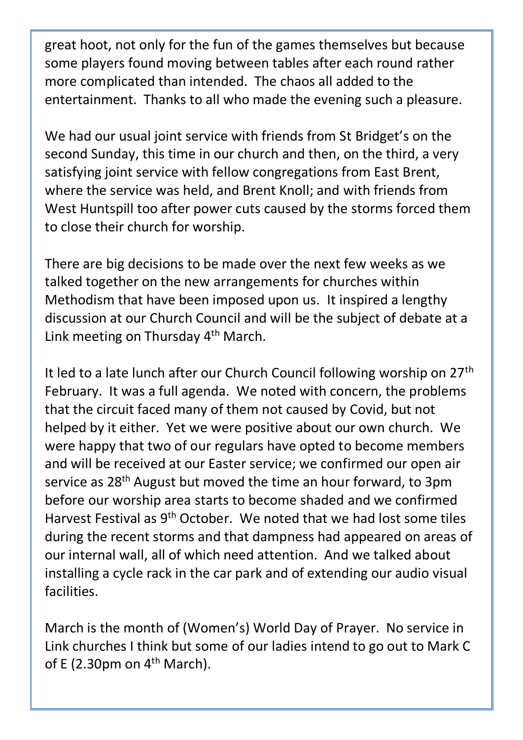great hoot, not only for the fun of the games themselves but because some players found moving between tables after each round rather more complicated than intended. The chaos all added to the entertainment. Thanks to all who made the evening such a pleasure.

We had our usual joint service with friends from St Bridget's on the second Sunday, this time in our church and then, on the third, a very satisfying joint service with fellow congregations from East Brent, where the service was held, and Brent Knoll; and with friends from West Huntspill too after power cuts caused by the storms forced them to close their church for worship.

There are big decisions to be made over the next few weeks as we talked together on the new arrangements for churches within Methodism that have been imposed upon us. It inspired a lengthy discussion at our Church Council and will be the subject of debate at a Link meeting on Thursday 4th March.

It led to a late lunch after our Church Council following worship on 27th February. It was a full agenda. We noted with concern, the problems that the circuit faced many of them not caused by Covid, but not helped by it either. Yet we were positive about our own church. We were happy that two of our regulars have opted to become members and will be received at our Easter service; we confirmed our open air service as 28th August but moved the time an hour forward, to 3pm before our worship area starts to become shaded and we confirmed Harvest Festival as 9th October. We noted that we had lost some tiles during the recent storms and that dampness had appeared on areas of our internal wall, all of which need attention. And we talked about installing a cycle rack in the car park and of extending our audio visual facilities.

March is the month of (Women's) World Day of Prayer. No service in Link churches I think but some of our ladies intend to go out to Mark C of E (2.30pm on 4th March).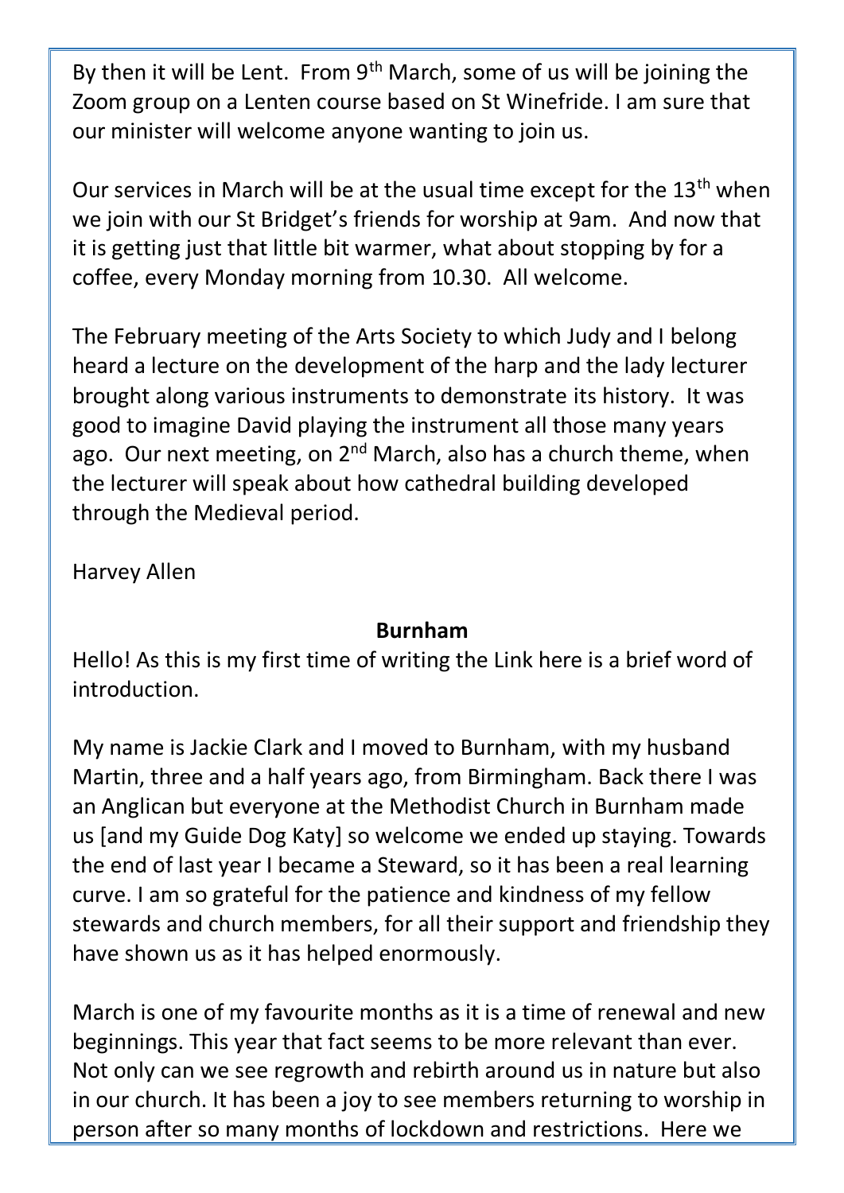By then it will be Lent. From 9th March, some of us will be joining the Zoom group on a Lenten course based on St Winefride. I am sure that our minister will welcome anyone wanting to join us.

Our services in March will be at the usual time except for the 13th when we join with our St Bridget's friends for worship at 9am. And now that it is getting just that little bit warmer, what about stopping by for a coffee, every Monday morning from 10.30. All welcome.

The February meeting of the Arts Society to which Judy and I belong heard a lecture on the development of the harp and the lady lecturer brought along various instruments to demonstrate its history. It was good to imagine David playing the instrument all those many years ago. Our next meeting, on 2nd March, also has a church theme, when the lecturer will speak about how cathedral building developed through the Medieval period.

Harvey Allen

## Burnham

Hello! As this is my first time of writing the Link here is a brief word of introduction.

My name is Jackie Clark and I moved to Burnham, with my husband Martin, three and a half years ago, from Birmingham. Back there I was an Anglican but everyone at the Methodist Church in Burnham made us [and my Guide Dog Katy] so welcome we ended up staying. Towards the end of last year I became a Steward, so it has been a real learning curve. I am so grateful for the patience and kindness of my fellow stewards and church members, for all their support and friendship they have shown us as it has helped enormously.

March is one of my favourite months as it is a time of renewal and new beginnings. This year that fact seems to be more relevant than ever. Not only can we see regrowth and rebirth around us in nature but also in our church. It has been a joy to see members returning to worship in person after so many months of lockdown and restrictions. Here we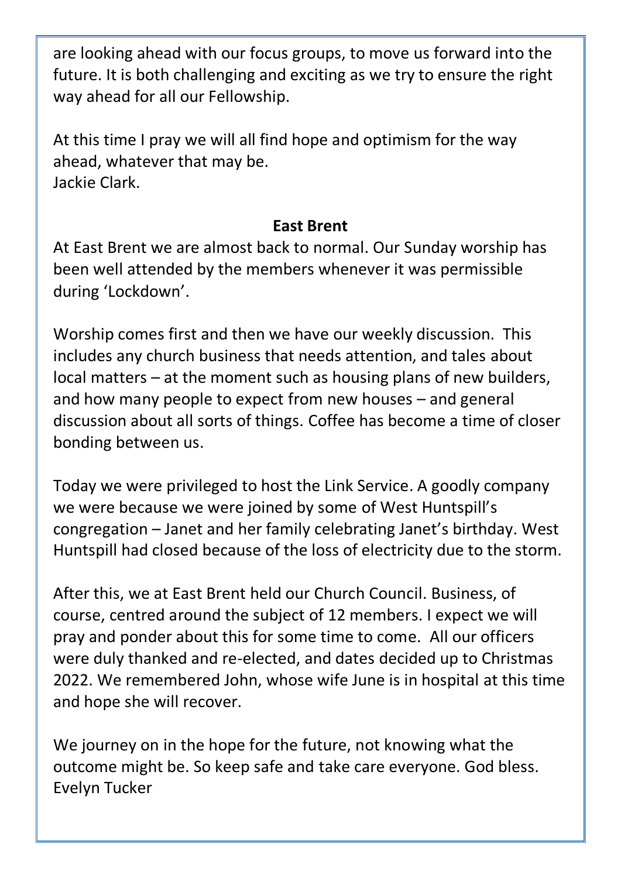are looking ahead with our focus groups, to move us forward into the future. It is both challenging and exciting as we try to ensure the right way ahead for all our Fellowship.

At this time I pray we will all find hope and optimism for the way ahead, whatever that may be.
Jackie Clark.

## East Brent

At East Brent we are almost back to normal. Our Sunday worship has been well attended by the members whenever it was permissible during 'Lockdown'.

Worship comes first and then we have our weekly discussion. This includes any church business that needs attention, and tales about local matters – at the moment such as housing plans of new builders, and how many people to expect from new houses – and general discussion about all sorts of things. Coffee has become a time of closer bonding between us.

Today we were privileged to host the Link Service. A goodly company we were because we were joined by some of West Huntspill's congregation – Janet and her family celebrating Janet's birthday. West Huntspill had closed because of the loss of electricity due to the storm.

After this, we at East Brent held our Church Council. Business, of course, centred around the subject of 12 members. I expect we will pray and ponder about this for some time to come. All our officers were duly thanked and re-elected, and dates decided up to Christmas 2022. We remembered John, whose wife June is in hospital at this time and hope she will recover.

We journey on in the hope for the future, not knowing what the outcome might be. So keep safe and take care everyone. God bless.
Evelyn Tucker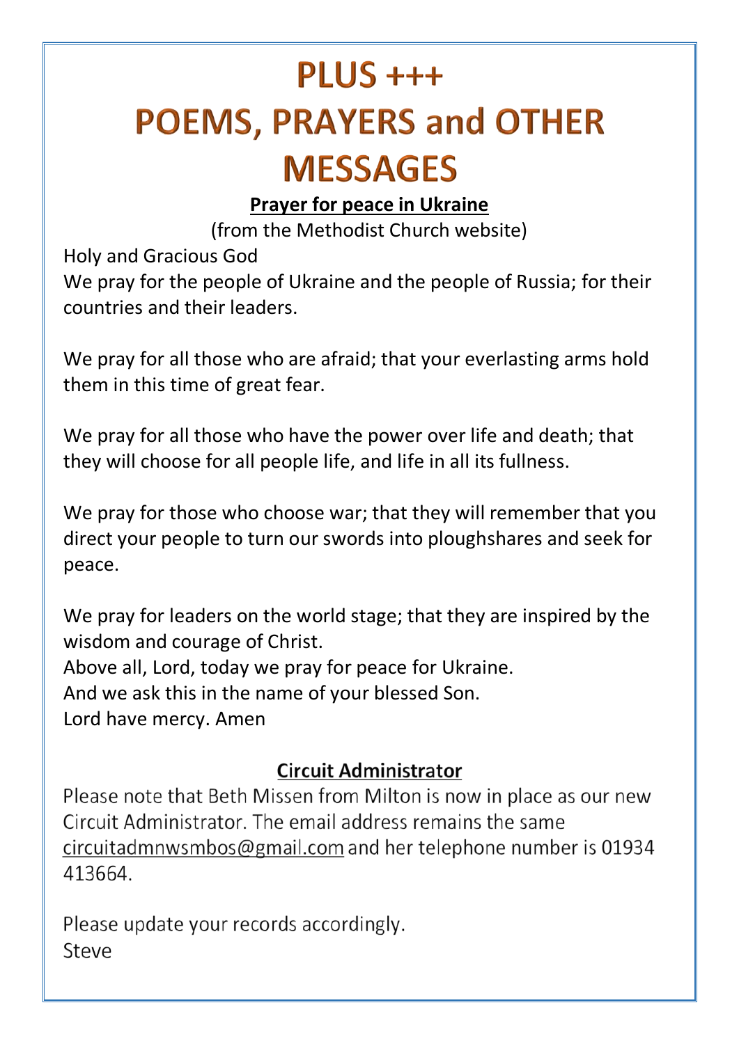# PLUS +++
# POEMS, PRAYERS and OTHER MESSAGES

**Prayer for peace in Ukraine**

(from the Methodist Church website)

Holy and Gracious God
We pray for the people of Ukraine and the people of Russia; for their countries and their leaders.

We pray for all those who are afraid; that your everlasting arms hold them in this time of great fear.

We pray for all those who have the power over life and death; that they will choose for all people life, and life in all its fullness.

We pray for those who choose war; that they will remember that you direct your people to turn our swords into ploughshares and seek for peace.

We pray for leaders on the world stage; that they are inspired by the wisdom and courage of Christ.
Above all, Lord, today we pray for peace for Ukraine.
And we ask this in the name of your blessed Son.
Lord have mercy. Amen

**Circuit Administrator**

Please note that Beth Missen from Milton is now in place as our new Circuit Administrator. The email address remains the same circuitadmnwsmbos@gmail.com and her telephone number is 01934 413664.

Please update your records accordingly.
Steve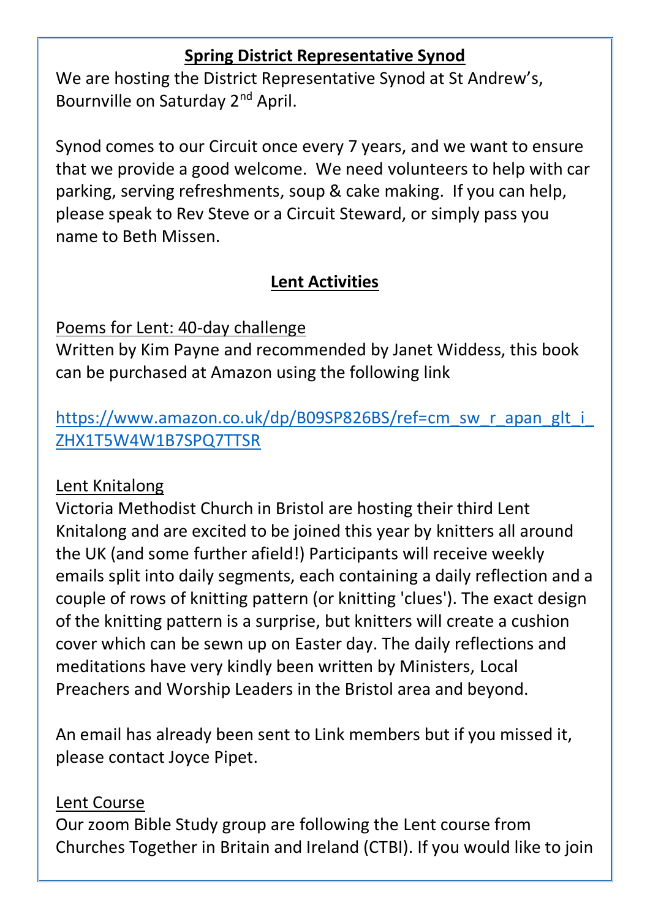## Spring District Representative Synod

We are hosting the District Representative Synod at St Andrew's, Bournville on Saturday 2nd April.

Synod comes to our Circuit once every 7 years, and we want to ensure that we provide a good welcome. We need volunteers to help with car parking, serving refreshments, soup & cake making. If you can help, please speak to Rev Steve or a Circuit Steward, or simply pass you name to Beth Missen.

## Lent Activities

Poems for Lent: 40-day challenge

Written by Kim Payne and recommended by Janet Widdess, this book can be purchased at Amazon using the following link

https://www.amazon.co.uk/dp/B09SP826BS/ref=cm_sw_r_apan_glt_i_ZHX1T5W4W1B7SPQ7TTSR

Lent Knitalong

Victoria Methodist Church in Bristol are hosting their third Lent Knitalong and are excited to be joined this year by knitters all around the UK (and some further afield!) Participants will receive weekly emails split into daily segments, each containing a daily reflection and a couple of rows of knitting pattern (or knitting 'clues'). The exact design of the knitting pattern is a surprise, but knitters will create a cushion cover which can be sewn up on Easter day. The daily reflections and meditations have very kindly been written by Ministers, Local Preachers and Worship Leaders in the Bristol area and beyond.

An email has already been sent to Link members but if you missed it, please contact Joyce Pipet.

Lent Course

Our zoom Bible Study group are following the Lent course from Churches Together in Britain and Ireland (CTBI). If you would like to join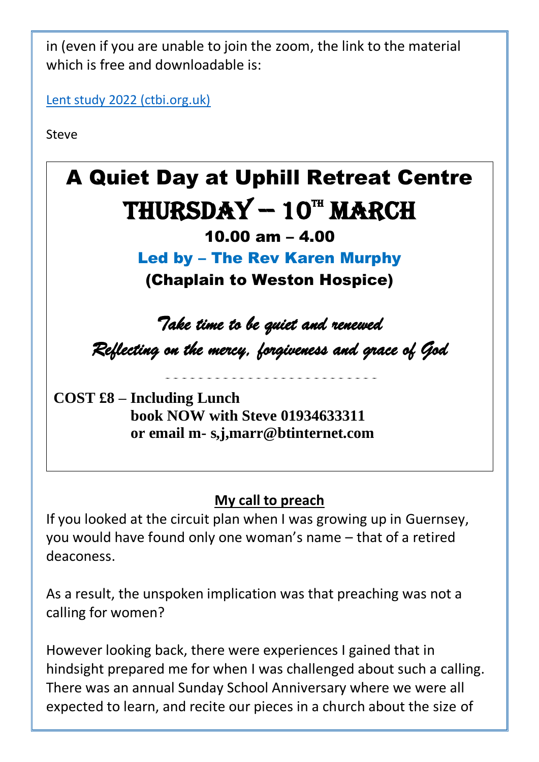in (even if you are unable to join the zoom, the link to the material which is free and downloadable is:

[Lent study 2022 (ctbi.org.uk)]()

Steve

# A Quiet Day at Uphill Retreat Centre

## THURSDAY – 10th MARCH

**10.00 am – 4.00**

**Led by – The Rev Karen Murphy**

**(Chaplain to Weston Hospice)**

*Take time to be quiet and renewed*

*Reflecting on the mercy, forgiveness and grace of God*

- - - - - - - - - - - - - - - - - - - - - - - - - -

**COST £8 – Including Lunch**
**book NOW with Steve 01934633311**
**or email m- s,j,marr@btinternet.com**

## My call to preach

If you looked at the circuit plan when I was growing up in Guernsey, you would have found only one woman's name – that of a retired deaconess.

As a result, the unspoken implication was that preaching was not a calling for women?

However looking back, there were experiences I gained that in hindsight prepared me for when I was challenged about such a calling. There was an annual Sunday School Anniversary where we were all expected to learn, and recite our pieces in a church about the size of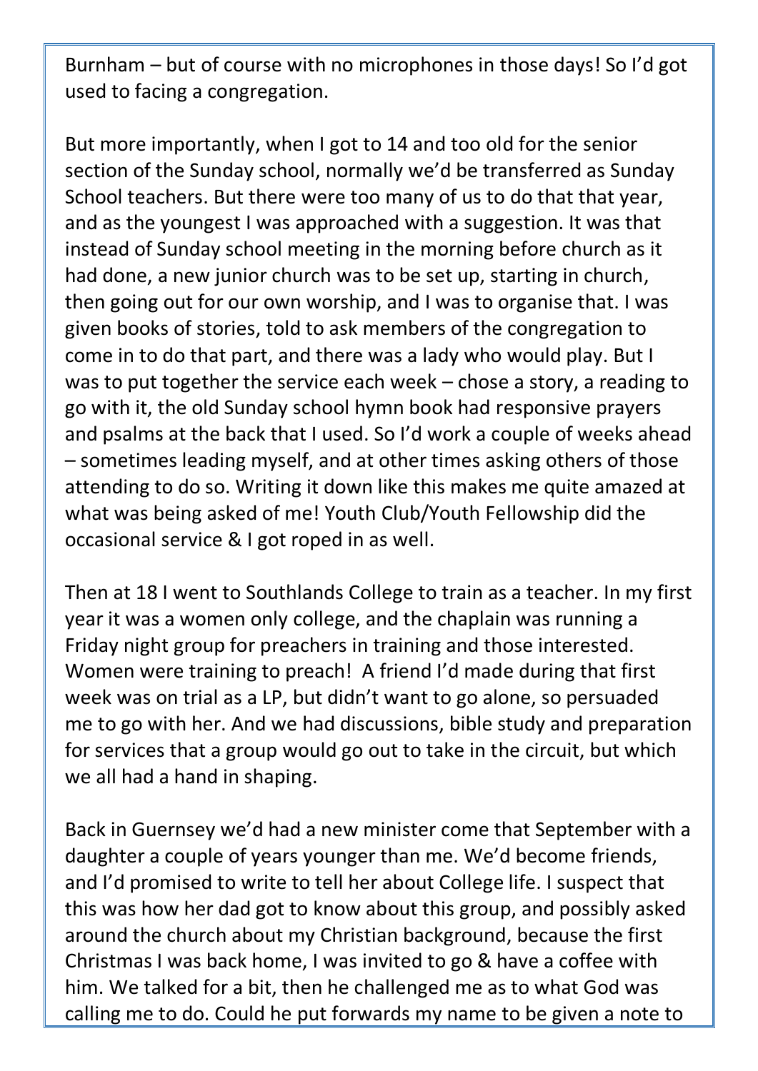Burnham – but of course with no microphones in those days! So I'd got used to facing a congregation.

But more importantly, when I got to 14 and too old for the senior section of the Sunday school, normally we'd be transferred as Sunday School teachers. But there were too many of us to do that that year, and as the youngest I was approached with a suggestion. It was that instead of Sunday school meeting in the morning before church as it had done, a new junior church was to be set up, starting in church, then going out for our own worship, and I was to organise that. I was given books of stories, told to ask members of the congregation to come in to do that part, and there was a lady who would play. But I was to put together the service each week – chose a story, a reading to go with it, the old Sunday school hymn book had responsive prayers and psalms at the back that I used. So I'd work a couple of weeks ahead – sometimes leading myself, and at other times asking others of those attending to do so. Writing it down like this makes me quite amazed at what was being asked of me! Youth Club/Youth Fellowship did the occasional service & I got roped in as well.

Then at 18 I went to Southlands College to train as a teacher. In my first year it was a women only college, and the chaplain was running a Friday night group for preachers in training and those interested. Women were training to preach! A friend I'd made during that first week was on trial as a LP, but didn't want to go alone, so persuaded me to go with her. And we had discussions, bible study and preparation for services that a group would go out to take in the circuit, but which we all had a hand in shaping.

Back in Guernsey we'd had a new minister come that September with a daughter a couple of years younger than me. We'd become friends, and I'd promised to write to tell her about College life. I suspect that this was how her dad got to know about this group, and possibly asked around the church about my Christian background, because the first Christmas I was back home, I was invited to go & have a coffee with him. We talked for a bit, then he challenged me as to what God was calling me to do. Could he put forwards my name to be given a note to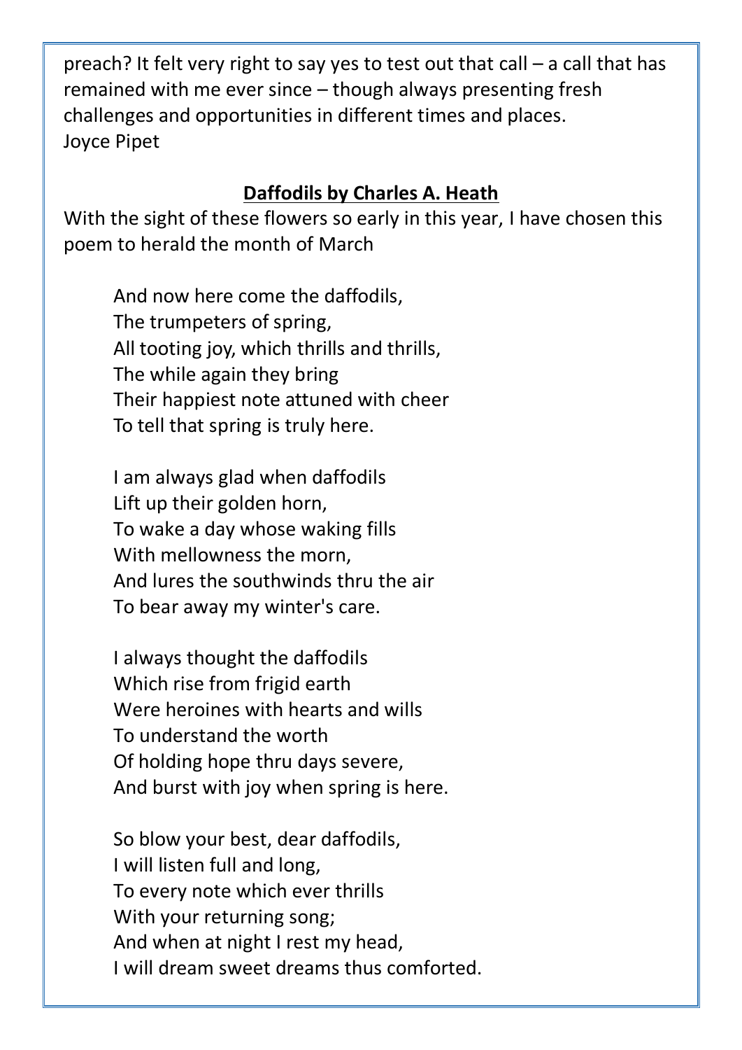preach? It felt very right to say yes to test out that call – a call that has remained with me ever since – though always presenting fresh challenges and opportunities in different times and places.
Joyce Pipet

## Daffodils by Charles A. Heath

With the sight of these flowers so early in this year, I have chosen this poem to herald the month of March

And now here come the daffodils,
The trumpeters of spring,
All tooting joy, which thrills and thrills,
The while again they bring
Their happiest note attuned with cheer
To tell that spring is truly here.

I am always glad when daffodils
Lift up their golden horn,
To wake a day whose waking fills
With mellowness the morn,
And lures the southwinds thru the air
To bear away my winter's care.

I always thought the daffodils
Which rise from frigid earth
Were heroines with hearts and wills
To understand the worth
Of holding hope thru days severe,
And burst with joy when spring is here.

So blow your best, dear daffodils,
I will listen full and long,
To every note which ever thrills
With your returning song;
And when at night I rest my head,
I will dream sweet dreams thus comforted.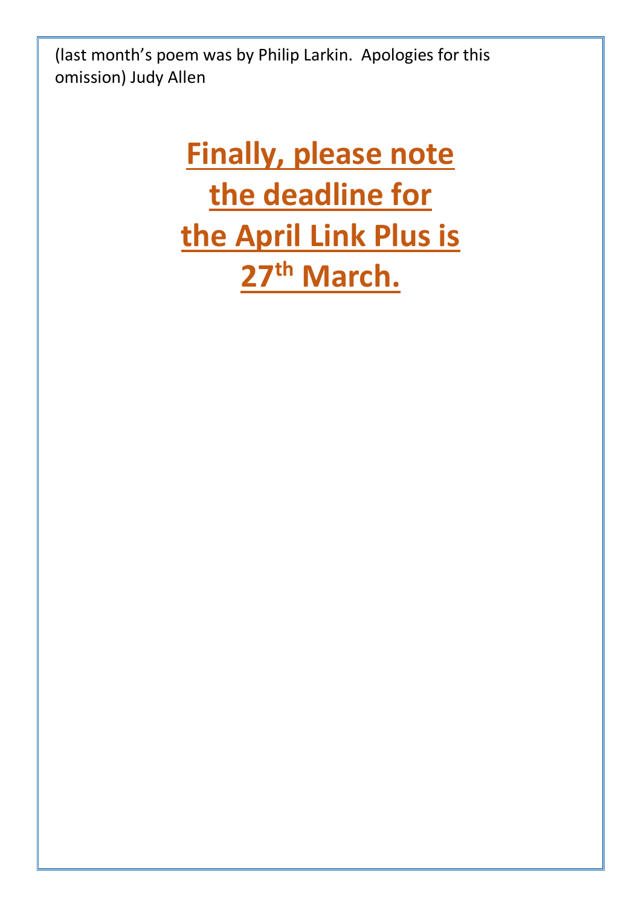(last month's poem was by Philip Larkin.  Apologies for this omission) Judy Allen

## **Finally, please note the deadline for the April Link Plus is 27th March.**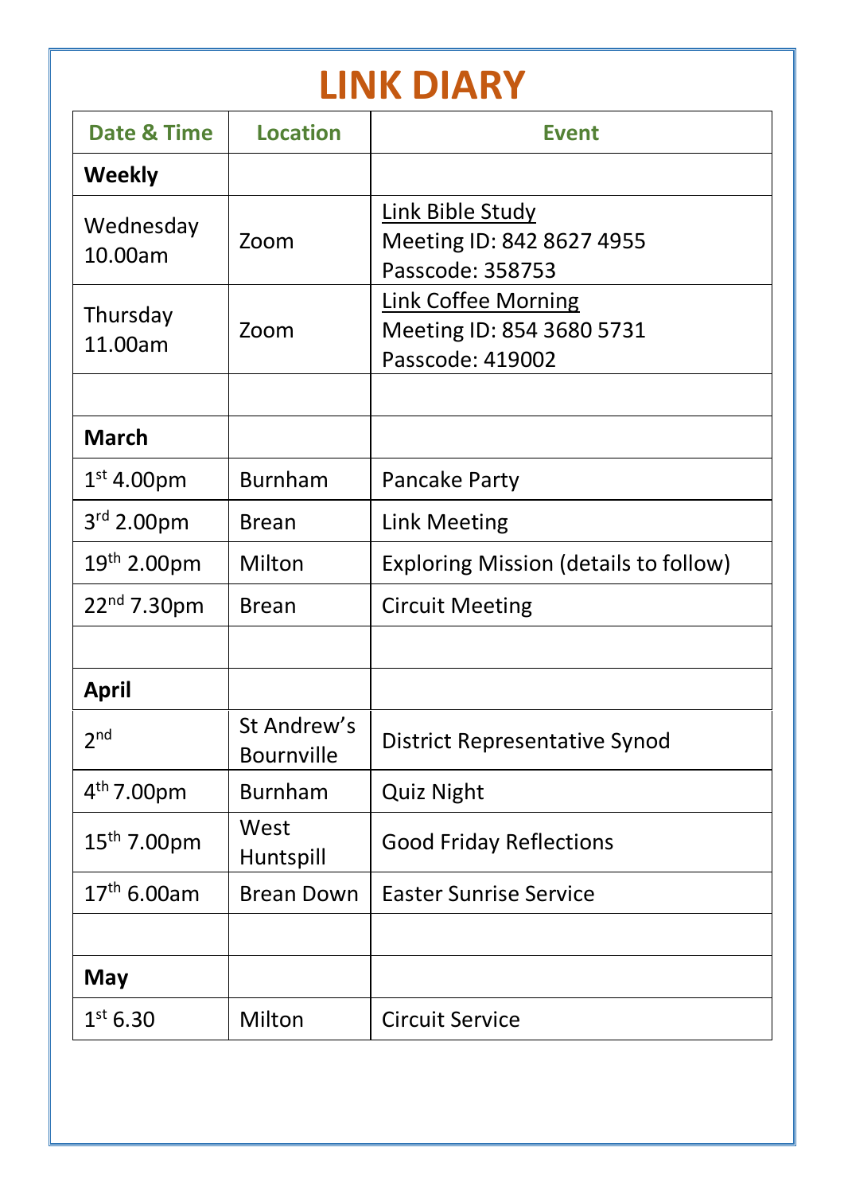# LINK DIARY

| Date & Time | Location | Event |
|---|---|---|
| **Weekly** | | |
| Wednesday 10.00am | Zoom | Link Bible Study<br>Meeting ID: 842 8627 4955<br>Passcode: 358753 |
| Thursday 11.00am | Zoom | Link Coffee Morning<br>Meeting ID: 854 3680 5731<br>Passcode: 419002 |
| | | |
| **March** | | |
| 1st 4.00pm | Burnham | Pancake Party |
| 3rd 2.00pm | Brean | Link Meeting |
| 19th 2.00pm | Milton | Exploring Mission (details to follow) |
| 22nd 7.30pm | Brean | Circuit Meeting |
| | | |
| **April** | | |
| 2nd | St Andrew's Bournville | District Representative Synod |
| 4th 7.00pm | Burnham | Quiz Night |
| 15th 7.00pm | West Huntspill | Good Friday Reflections |
| 17th 6.00am | Brean Down | Easter Sunrise Service |
| | | |
| **May** | | |
| 1st 6.30 | Milton | Circuit Service |